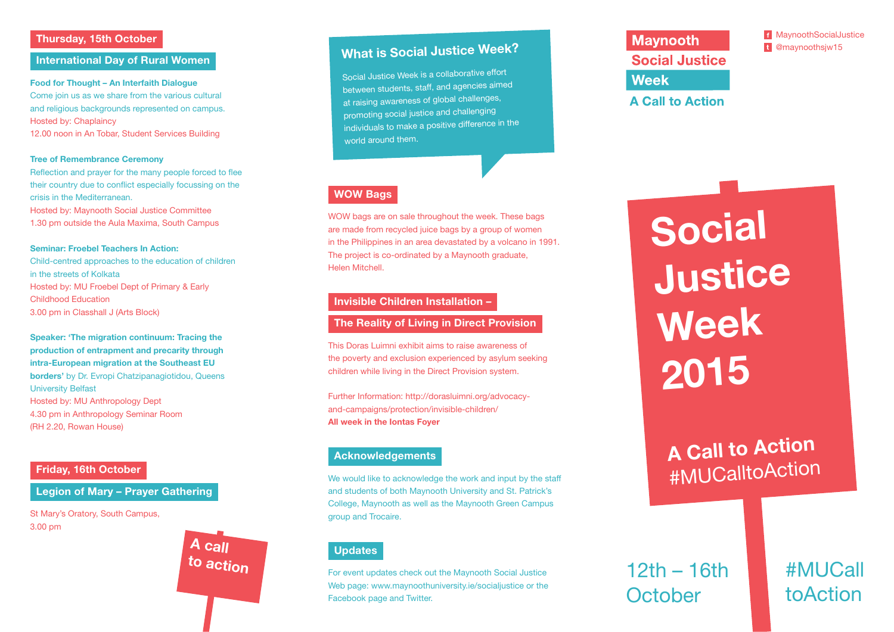## Thursday, 15th October

### International Day of Rural Women

**Food for Thought – An Interfaith Dialogue**
Come join us as we share from the various cultural and religious backgrounds represented on campus.
Hosted by: Chaplaincy
12.00 noon in An Tobar, Student Services Building

**Tree of Remembrance Ceremony**
Reflection and prayer for the many people forced to flee their country due to conflict especially focussing on the crisis in the Mediterranean.
Hosted by: Maynooth Social Justice Committee
1.30 pm outside the Aula Maxima, South Campus

**Seminar: Froebel Teachers In Action:**
Child-centred approaches to the education of children in the streets of Kolkata
Hosted by: MU Froebel Dept of Primary & Early Childhood Education
3.00 pm in Classhall J (Arts Block)

**Speaker: 'The migration continuum: Tracing the production of entrapment and precarity through intra-European migration at the Southeast EU borders'** by Dr. Evropi Chatzipanagiotidou, Queens University Belfast
Hosted by: MU Anthropology Dept
4.30 pm in Anthropology Seminar Room (RH 2.20, Rowan House)

## Friday, 16th October

### Legion of Mary – Prayer Gathering

St Mary's Oratory, South Campus,
3.00 pm

A call to action

## What is Social Justice Week?

Social Justice Week is a collaborative effort between students, staff, and agencies aimed at raising awareness of global challenges, promoting social justice and challenging individuals to make a positive difference in the world around them.

## WOW Bags

WOW bags are on sale throughout the week. These bags are made from recycled juice bags by a group of women in the Philippines in an area devastated by a volcano in 1991. The project is co-ordinated by a Maynooth graduate, Helen Mitchell.

## Invisible Children Installation – The Reality of Living in Direct Provision

This Doras Luimni exhibit aims to raise awareness of the poverty and exclusion experienced by asylum seeking children while living in the Direct Provision system.

Further Information: http://dorasluimni.org/advocacy-and-campaigns/protection/invisible-children/
**All week in the Iontas Foyer**

## Acknowledgements

We would like to acknowledge the work and input by the staff and students of both Maynooth University and St. Patrick's College, Maynooth as well as the Maynooth Green Campus group and Trocaire.

## Updates

For event updates check out the Maynooth Social Justice Web page: www.maynoothuniversity.ie/socialjustice or the Facebook page and Twitter.

# Maynooth Social Justice Week

## A Call to Action

f MaynoothSocialJustice
t @maynoothsjw15

# Social Justice Week 2015

A Call to Action
#MUCalltoAction

12th – 16th October

#MUCalltoAction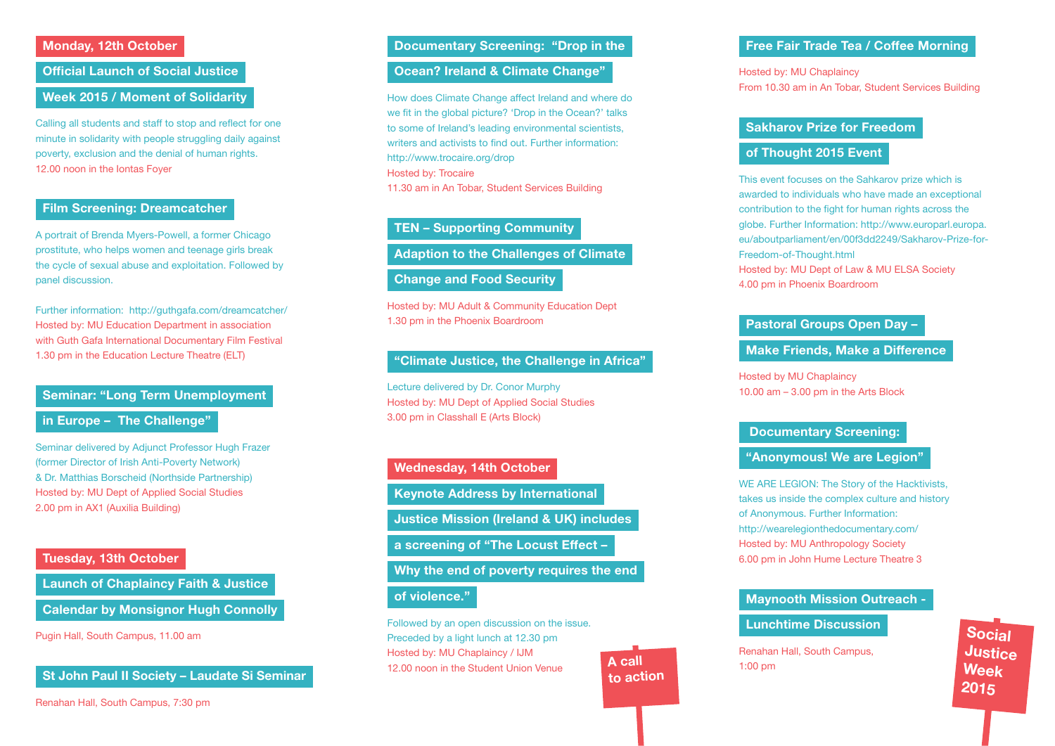## Monday, 12th October

### Official Launch of Social Justice Week 2015 / Moment of Solidarity

Calling all students and staff to stop and reflect for one minute in solidarity with people struggling daily against poverty, exclusion and the denial of human rights.
12.00 noon in the Iontas Foyer

### Film Screening: Dreamcatcher

A portrait of Brenda Myers-Powell, a former Chicago prostitute, who helps women and teenage girls break the cycle of sexual abuse and exploitation. Followed by panel discussion.

Further information: http://guthgafa.com/dreamcatcher/
Hosted by: MU Education Department in association with Guth Gafa International Documentary Film Festival
1.30 pm in the Education Lecture Theatre (ELT)

### Seminar: "Long Term Unemployment in Europe – The Challenge"

Seminar delivered by Adjunct Professor Hugh Frazer (former Director of Irish Anti-Poverty Network) & Dr. Matthias Borscheid (Northside Partnership)
Hosted by: MU Dept of Applied Social Studies
2.00 pm in AX1 (Auxilia Building)

## Tuesday, 13th October

### Launch of Chaplaincy Faith & Justice Calendar by Monsignor Hugh Connolly

Pugin Hall, South Campus, 11.00 am

### St John Paul II Society – Laudate Si Seminar

Renahan Hall, South Campus, 7:30 pm

### Documentary Screening: "Drop in the Ocean? Ireland & Climate Change"

How does Climate Change affect Ireland and where do we fit in the global picture? 'Drop in the Ocean?' talks to some of Ireland's leading environmental scientists, writers and activists to find out. Further information: http://www.trocaire.org/drop
Hosted by: Trocaire
11.30 am in An Tobar, Student Services Building

### TEN – Supporting Community Adaption to the Challenges of Climate Change and Food Security

Hosted by: MU Adult & Community Education Dept
1.30 pm in the Phoenix Boardroom

### "Climate Justice, the Challenge in Africa"

Lecture delivered by Dr. Conor Murphy
Hosted by: MU Dept of Applied Social Studies
3.00 pm in Classhall E (Arts Block)

## Wednesday, 14th October

### Keynote Address by International Justice Mission (Ireland & UK) includes a screening of "The Locust Effect – Why the end of poverty requires the end of violence."

Followed by an open discussion on the issue.
Preceded by a light lunch at 12.30 pm
Hosted by: MU Chaplaincy / IJM
12.00 noon in the Student Union Venue

A call to action

### Free Fair Trade Tea / Coffee Morning

Hosted by: MU Chaplaincy
From 10.30 am in An Tobar, Student Services Building

### Sakharov Prize for Freedom of Thought 2015 Event

This event focuses on the Sahkarov prize which is awarded to individuals who have made an exceptional contribution to the fight for human rights across the globe. Further Information: http://www.europarl.europa.eu/aboutparliament/en/00f3dd2249/Sakharov-Prize-for-Freedom-of-Thought.html
Hosted by: MU Dept of Law & MU ELSA Society
4.00 pm in Phoenix Boardroom

### Pastoral Groups Open Day – Make Friends, Make a Difference

Hosted by MU Chaplaincy
10.00 am – 3.00 pm in the Arts Block

### Documentary Screening: "Anonymous! We are Legion"

WE ARE LEGION: The Story of the Hacktivists, takes us inside the complex culture and history of Anonymous. Further Information: http://wearelegionthedocumentary.com/
Hosted by: MU Anthropology Society
6.00 pm in John Hume Lecture Theatre 3

### Maynooth Mission Outreach - Lunchtime Discussion

Renahan Hall, South Campus,
1:00 pm

Social Justice Week 2015